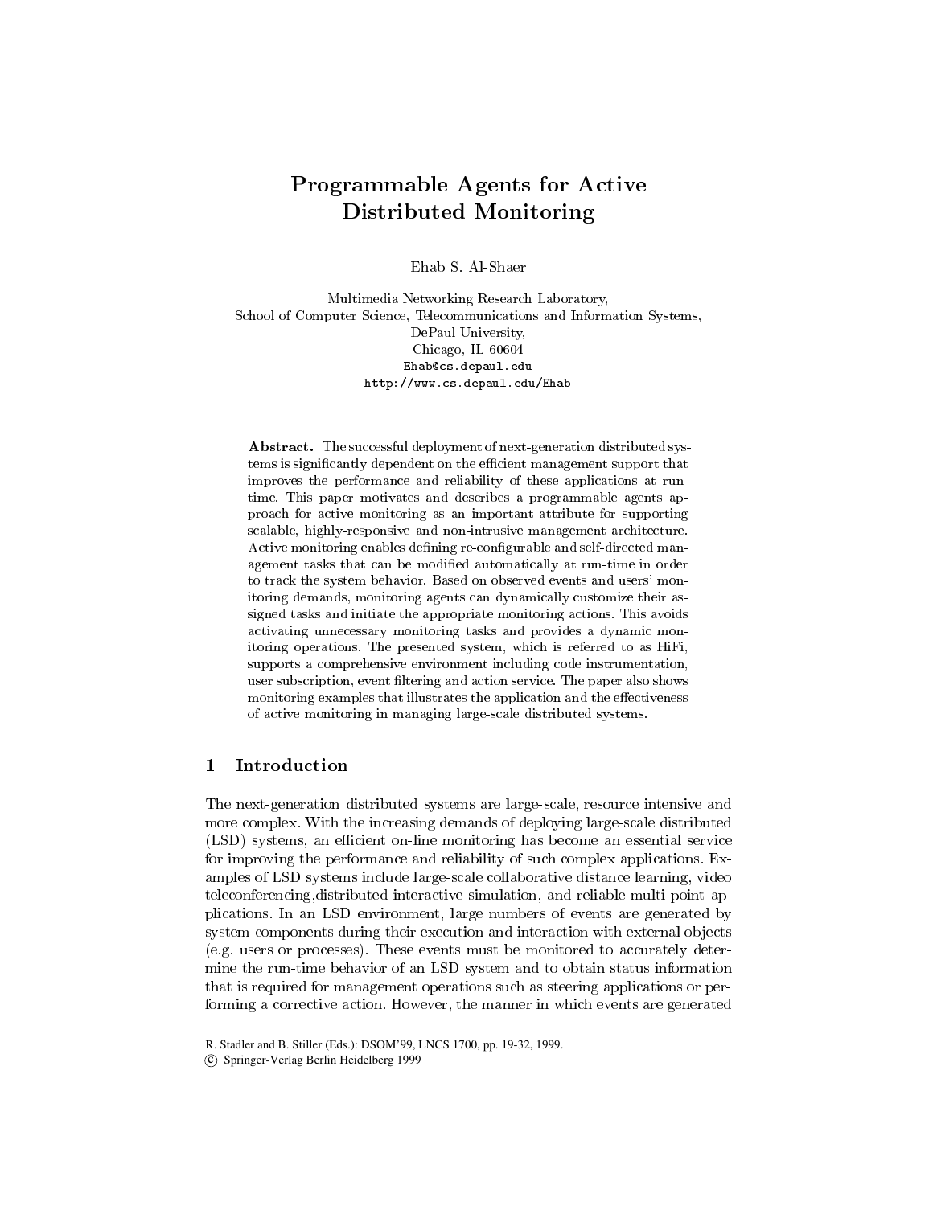# Programmable Agents for Active Distributed Monitoring

Ehab S. Al-Shaer

Multimedia Networking Research Laboratory,
School of Computer Science, Telecommunications and Information Systems,
DePaul University,
Chicago, IL 60604
Ehab@cs.depaul.edu
http://www.cs.depaul.edu/Ehab

**Abstract.** The successful deployment of next-generation distributed systems is significantly dependent on the efficient management support that improves the performance and reliability of these applications at runtime. This paper motivates and describes a programmable agents approach for active monitoring as an important attribute for supporting scalable, highly-responsive and non-intrusive management architecture. Active monitoring enables defining re-configurable and self-directed management tasks that can be modified automatically at run-time in order to track the system behavior. Based on observed events and users' monitoring demands, monitoring agents can dynamically customize their assigned tasks and initiate the appropriate monitoring actions. This avoids activating unnecessary monitoring tasks and provides a dynamic monitoring operations. The presented system, which is referred to as HiFi, supports a comprehensive environment including code instrumentation, user subscription, event filtering and action service. The paper also shows monitoring examples that illustrates the application and the effectiveness of active monitoring in managing large-scale distributed systems.

## 1 Introduction

The next-generation distributed systems are large-scale, resource intensive and more complex. With the increasing demands of deploying large-scale distributed (LSD) systems, an efficient on-line monitoring has become an essential service for improving the performance and reliability of such complex applications. Examples of LSD systems include large-scale collaborative distance learning, video teleconferencing,distributed interactive simulation, and reliable multi-point applications. In an LSD environment, large numbers of events are generated by system components during their execution and interaction with external objects (e.g. users or processes). These events must be monitored to accurately determine the run-time behavior of an LSD system and to obtain status information that is required for management operations such as steering applications or performing a corrective action. However, the manner in which events are generated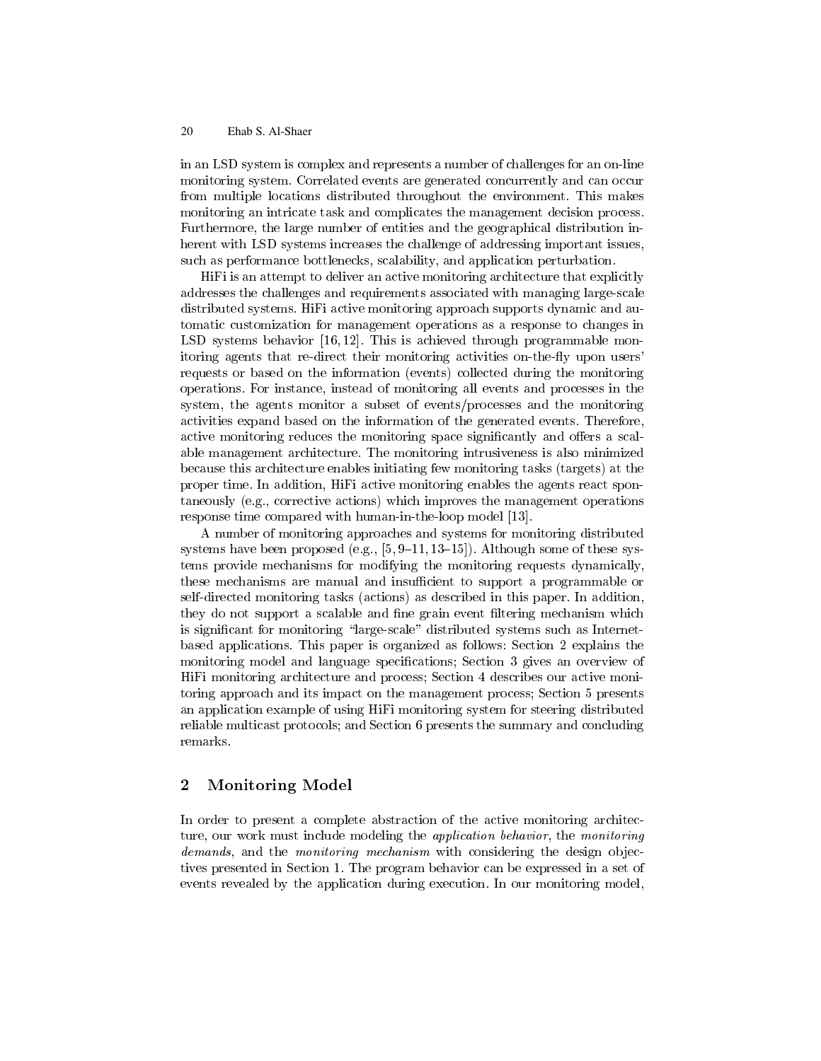in an LSD system is complex and represents a number of challenges for an on-line monitoring system. Correlated events are generated concurrently and can occur from multiple locations distributed throughout the environment. This makes monitoring an intricate task and complicates the management decision process. Furthermore, the large number of entities and the geographical distribution inherent with LSD systems increases the challenge of addressing important issues, such as performance bottlenecks, scalability, and application perturbation.

HiFi is an attempt to deliver an active monitoring architecture that explicitly addresses the challenges and requirements associated with managing large-scale distributed systems. HiFi active monitoring approach supports dynamic and automatic customization for management operations as a response to changes in LSD systems behavior [16, 12]. This is achieved through programmable monitoring agents that re-direct their monitoring activities on-the-fly upon users' requests or based on the information (events) collected during the monitoring operations. For instance, instead of monitoring all events and processes in the system, the agents monitor a subset of events/processes and the monitoring activities expand based on the information of the generated events. Therefore, active monitoring reduces the monitoring space significantly and offers a scalable management architecture. The monitoring intrusiveness is also minimized because this architecture enables initiating few monitoring tasks (targets) at the proper time. In addition, HiFi active monitoring enables the agents react spontaneously (e.g., corrective actions) which improves the management operations response time compared with human-in-the-loop model [13].

A number of monitoring approaches and systems for monitoring distributed systems have been proposed (e.g., [5, 9–11, 13–15]). Although some of these systems provide mechanisms for modifying the monitoring requests dynamically, these mechanisms are manual and insufficient to support a programmable or self-directed monitoring tasks (actions) as described in this paper. In addition, they do not support a scalable and fine grain event filtering mechanism which is significant for monitoring "large-scale" distributed systems such as Internet-based applications. This paper is organized as follows: Section 2 explains the monitoring model and language specifications; Section 3 gives an overview of HiFi monitoring architecture and process; Section 4 describes our active monitoring approach and its impact on the management process; Section 5 presents an application example of using HiFi monitoring system for steering distributed reliable multicast protocols; and Section 6 presents the summary and concluding remarks.

## 2 Monitoring Model

In order to present a complete abstraction of the active monitoring architecture, our work must include modeling the *application behavior*, the *monitoring demands*, and the *monitoring mechanism* with considering the design objectives presented in Section 1. The program behavior can be expressed in a set of events revealed by the application during execution. In our monitoring model,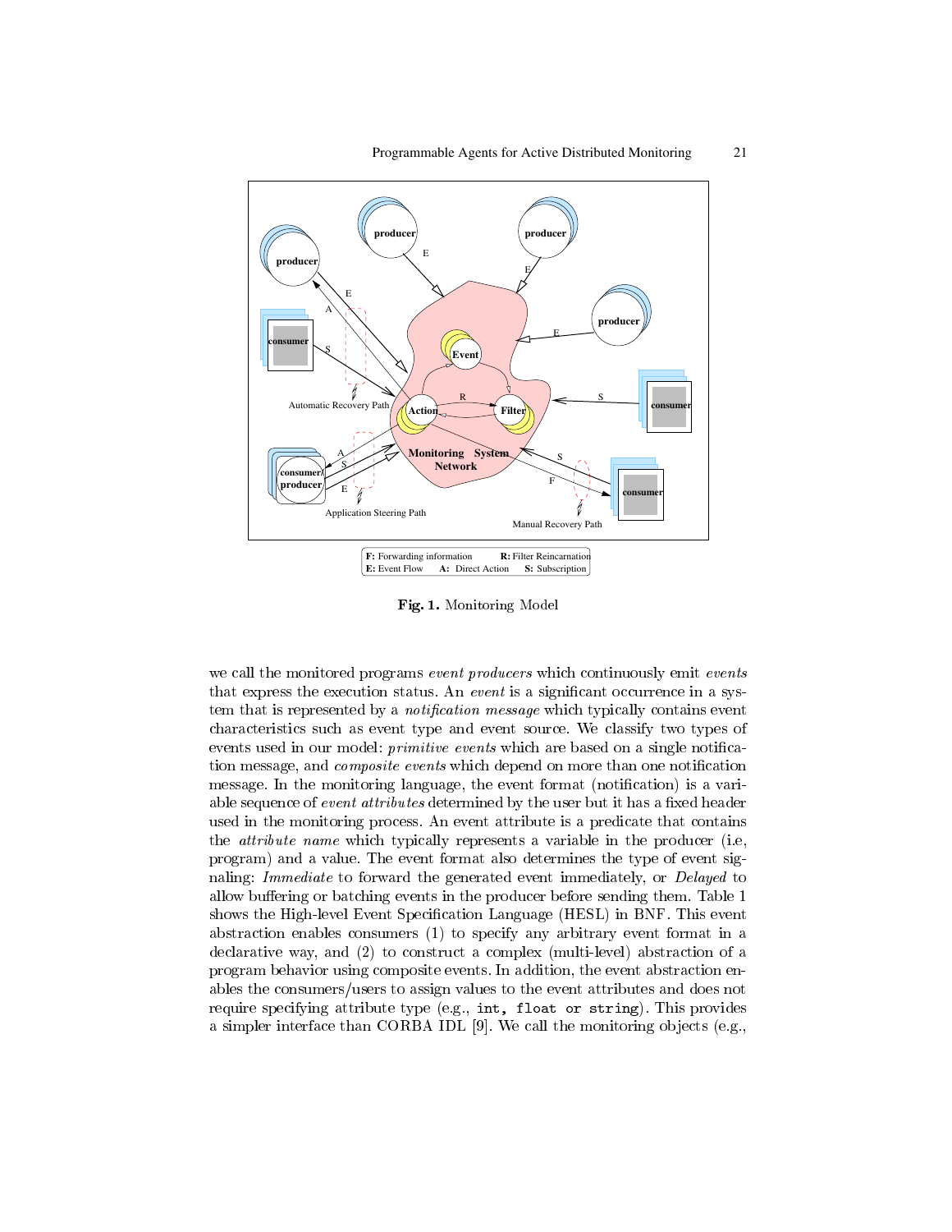**Fig. 1.** Monitoring Model

we call the monitored programs *event producers* which continuously emit *events* that express the execution status. An *event* is a significant occurrence in a system that is represented by a *notification message* which typically contains event characteristics such as event type and event source. We classify two types of events used in our model: *primitive events* which are based on a single notification message, and *composite events* which depend on more than one notification message. In the monitoring language, the event format (notification) is a variable sequence of *event attributes* determined by the user but it has a fixed header used in the monitoring process. An event attribute is a predicate that contains the *attribute name* which typically represents a variable in the producer (i.e, program) and a value. The event format also determines the type of event signaling: *Immediate* to forward the generated event immediately, or *Delayed* to allow buffering or batching events in the producer before sending them. Table 1 shows the High-level Event Specification Language (HESL) in BNF. This event abstraction enables consumers (1) to specify any arbitrary event format in a declarative way, and (2) to construct a complex (multi-level) abstraction of a program behavior using composite events. In addition, the event abstraction enables the consumers/users to assign values to the event attributes and does not require specifying attribute type (e.g., `int, float or string`). This provides a simpler interface than CORBA IDL [9]. We call the monitoring objects (e.g.,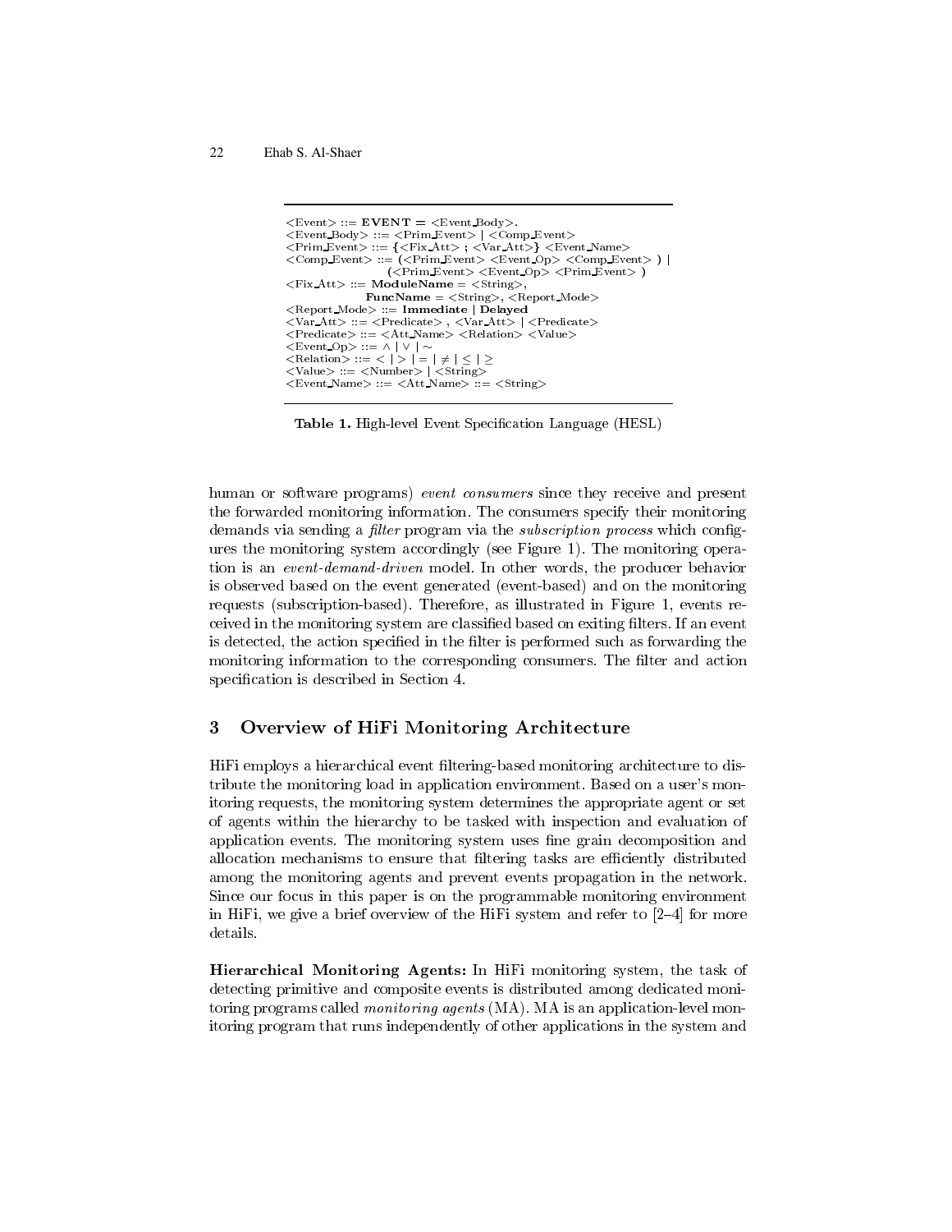```
<Event> ::= EVENT = <Event_Body>.
<Event_Body> ::= <Prim_Event> | <Comp_Event>
<Prim_Event> ::= {<Fix_Att> ; <Var_Att>} <Event_Name>
<Comp_Event> ::= (<Prim_Event> <Event_Op> <Comp_Event> ) |
                 (<Prim_Event> <Event_Op> <Prim_Event> )
<Fix_Att> ::= ModuleName = <String>,
              FuncName = <String>, <Report_Mode>
<Report_Mode> ::= Immediate | Delayed
<Var_Att> ::= <Predicate> , <Var_Att> | <Predicate>
<Predicate> ::= <Att_Name> <Relation> <Value>
<Event_Op> ::= ∧ | ∨ | ∼
<Relation> ::= < | > | = | ≠ | ≤ | ≥
<Value> ::= <Number> | <String>
<Event_Name> ::= <Att_Name> ::= <String>
```

**Table 1.** High-level Event Specification Language (HESL)

human or software programs) *event consumers* since they receive and present the forwarded monitoring information. The consumers specify their monitoring demands via sending a *filter* program via the *subscription process* which configures the monitoring system accordingly (see Figure 1). The monitoring operation is an *event-demand-driven* model. In other words, the producer behavior is observed based on the event generated (event-based) and on the monitoring requests (subscription-based). Therefore, as illustrated in Figure 1, events received in the monitoring system are classified based on exiting filters. If an event is detected, the action specified in the filter is performed such as forwarding the monitoring information to the corresponding consumers. The filter and action specification is described in Section 4.

## 3 Overview of HiFi Monitoring Architecture

HiFi employs a hierarchical event filtering-based monitoring architecture to distribute the monitoring load in application environment. Based on a user's monitoring requests, the monitoring system determines the appropriate agent or set of agents within the hierarchy to be tasked with inspection and evaluation of application events. The monitoring system uses fine grain decomposition and allocation mechanisms to ensure that filtering tasks are efficiently distributed among the monitoring agents and prevent events propagation in the network. Since our focus in this paper is on the programmable monitoring environment in HiFi, we give a brief overview of the HiFi system and refer to [2–4] for more details.

**Hierarchical Monitoring Agents:** In HiFi monitoring system, the task of detecting primitive and composite events is distributed among dedicated monitoring programs called *monitoring agents* (MA). MA is an application-level monitoring program that runs independently of other applications in the system and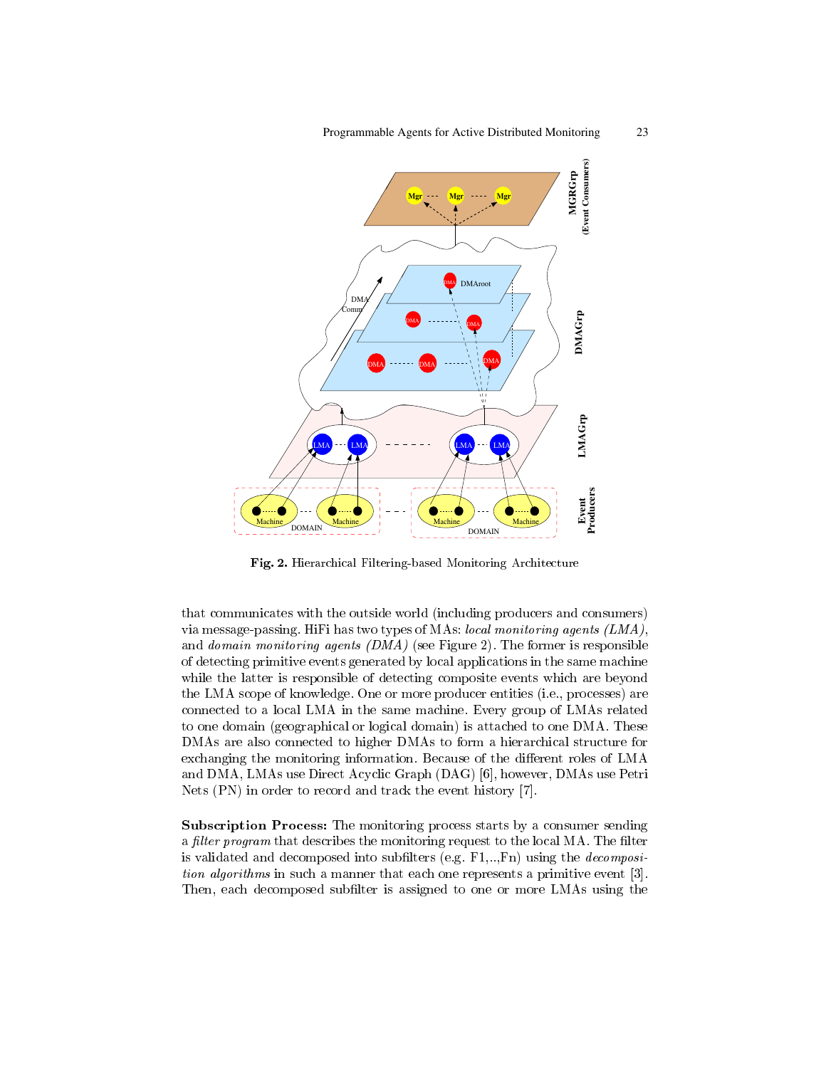**Fig. 2.** Hierarchical Filtering-based Monitoring Architecture

that communicates with the outside world (including producers and consumers) via message-passing. HiFi has two types of MAs: *local monitoring agents (LMA)*, and *domain monitoring agents (DMA)* (see Figure 2). The former is responsible of detecting primitive events generated by local applications in the same machine while the latter is responsible of detecting composite events which are beyond the LMA scope of knowledge. One or more producer entities (i.e., processes) are connected to a local LMA in the same machine. Every group of LMAs related to one domain (geographical or logical domain) is attached to one DMA. These DMAs are also connected to higher DMAs to form a hierarchical structure for exchanging the monitoring information. Because of the different roles of LMA and DMA, LMAs use Direct Acyclic Graph (DAG) [6], however, DMAs use Petri Nets (PN) in order to record and track the event history [7].

**Subscription Process:** The monitoring process starts by a consumer sending a *filter program* that describes the monitoring request to the local MA. The filter is validated and decomposed into subfilters (e.g. F1,..,Fn) using the *decomposition algorithms* in such a manner that each one represents a primitive event [3]. Then, each decomposed subfilter is assigned to one or more LMAs using the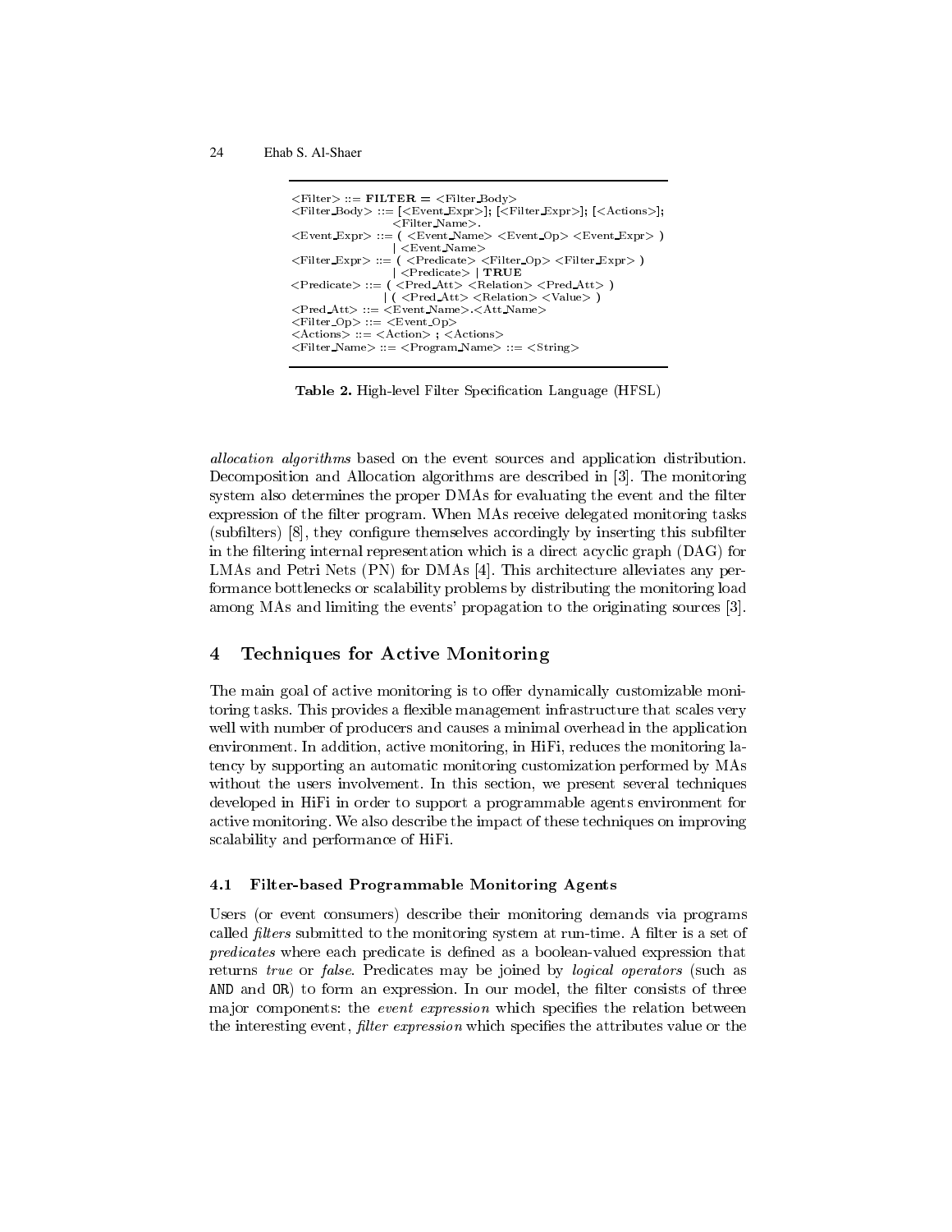```
<Filter> ::= FILTER = <Filter_Body>
<Filter_Body> ::= [<Event_Expr>]; [<Filter_Expr>]; [<Actions>];
                  <Filter_Name>.
<Event_Expr> ::= ( <Event_Name> <Event_Op> <Event_Expr> )
                 | <Event_Name>
<Filter_Expr> ::= ( <Predicate> <Filter_Op> <Filter_Expr> )
                  | <Predicate> | TRUE
<Predicate> ::= ( <Pred_Att> <Relation> <Pred_Att> )
                | ( <Pred_Att> <Relation> <Value> )
<Pred_Att> ::= <Event_Name>.<Att_Name>
<Filter_Op> ::= <Event_Op>
<Actions> ::= <Action> ; <Actions>
<Filter_Name> ::= <Program_Name> ::= <String>
```

**Table 2.** High-level Filter Specification Language (HFSL)

*allocation algorithms* based on the event sources and application distribution. Decomposition and Allocation algorithms are described in [3]. The monitoring system also determines the proper DMAs for evaluating the event and the filter expression of the filter program. When MAs receive delegated monitoring tasks (subfilters) [8], they configure themselves accordingly by inserting this subfilter in the filtering internal representation which is a direct acyclic graph (DAG) for LMAs and Petri Nets (PN) for DMAs [4]. This architecture alleviates any performance bottlenecks or scalability problems by distributing the monitoring load among MAs and limiting the events' propagation to the originating sources [3].

## 4 Techniques for Active Monitoring

The main goal of active monitoring is to offer dynamically customizable monitoring tasks. This provides a flexible management infrastructure that scales very well with number of producers and causes a minimal overhead in the application environment. In addition, active monitoring, in HiFi, reduces the monitoring latency by supporting an automatic monitoring customization performed by MAs without the users involvement. In this section, we present several techniques developed in HiFi in order to support a programmable agents environment for active monitoring. We also describe the impact of these techniques on improving scalability and performance of HiFi.

### 4.1 Filter-based Programmable Monitoring Agents

Users (or event consumers) describe their monitoring demands via programs called *filters* submitted to the monitoring system at run-time. A filter is a set of *predicates* where each predicate is defined as a boolean-valued expression that returns *true* or *false*. Predicates may be joined by *logical operators* (such as AND and OR) to form an expression. In our model, the filter consists of three major components: the *event expression* which specifies the relation between the interesting event, *filter expression* which specifies the attributes value or the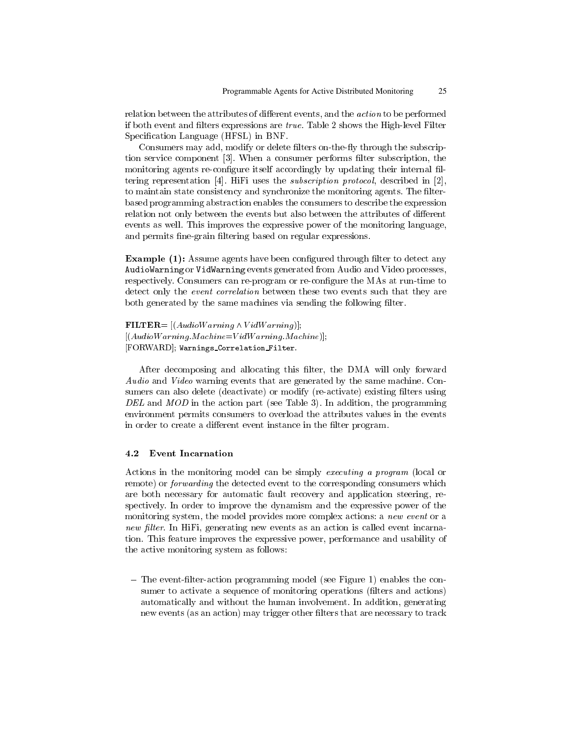relation between the attributes of different events, and the *action* to be performed if both event and filters expressions are *true*. Table 2 shows the High-level Filter Specification Language (HFSL) in BNF.

Consumers may add, modify or delete filters on-the-fly through the subscription service component [3]. When a consumer performs filter subscription, the monitoring agents re-configure itself accordingly by updating their internal filtering representation [4]. HiFi uses the *subscription protocol*, described in [2], to maintain state consistency and synchronize the monitoring agents. The filter-based programming abstraction enables the consumers to describe the expression relation not only between the events but also between the attributes of different events as well. This improves the expressive power of the monitoring language, and permits fine-grain filtering based on regular expressions.

**Example (1):** Assume agents have been configured through filter to detect any `AudioWarning` or `VidWarning` events generated from Audio and Video processes, respectively. Consumers can re-program or re-configure the MAs at run-time to detect only the *event correlation* between these two events such that they are both generated by the same machines via sending the following filter.

**FILTER**= $[(AudioWarning \wedge VidWarning)]$;
$[(AudioWarning.Machine{=}VidWarning.Machine)]$;
[FORWARD]; `Warnings_Correlation_Filter`.

After decomposing and allocating this filter, the DMA will only forward *Audio* and *Video* warning events that are generated by the same machine. Consumers can also delete (deactivate) or modify (re-activate) existing filters using *DEL* and *MOD* in the action part (see Table 3). In addition, the programming environment permits consumers to overload the attributes values in the events in order to create a different event instance in the filter program.

### 4.2 Event Incarnation

Actions in the monitoring model can be simply *executing a program* (local or remote) or *forwarding* the detected event to the corresponding consumers which are both necessary for automatic fault recovery and application steering, respectively. In order to improve the dynamism and the expressive power of the monitoring system, the model provides more complex actions: a *new event* or a *new filter*. In HiFi, generating new events as an action is called event incarnation. This feature improves the expressive power, performance and usability of the active monitoring system as follows:

- The event-filter-action programming model (see Figure 1) enables the consumer to activate a sequence of monitoring operations (filters and actions) automatically and without the human involvement. In addition, generating new events (as an action) may trigger other filters that are necessary to track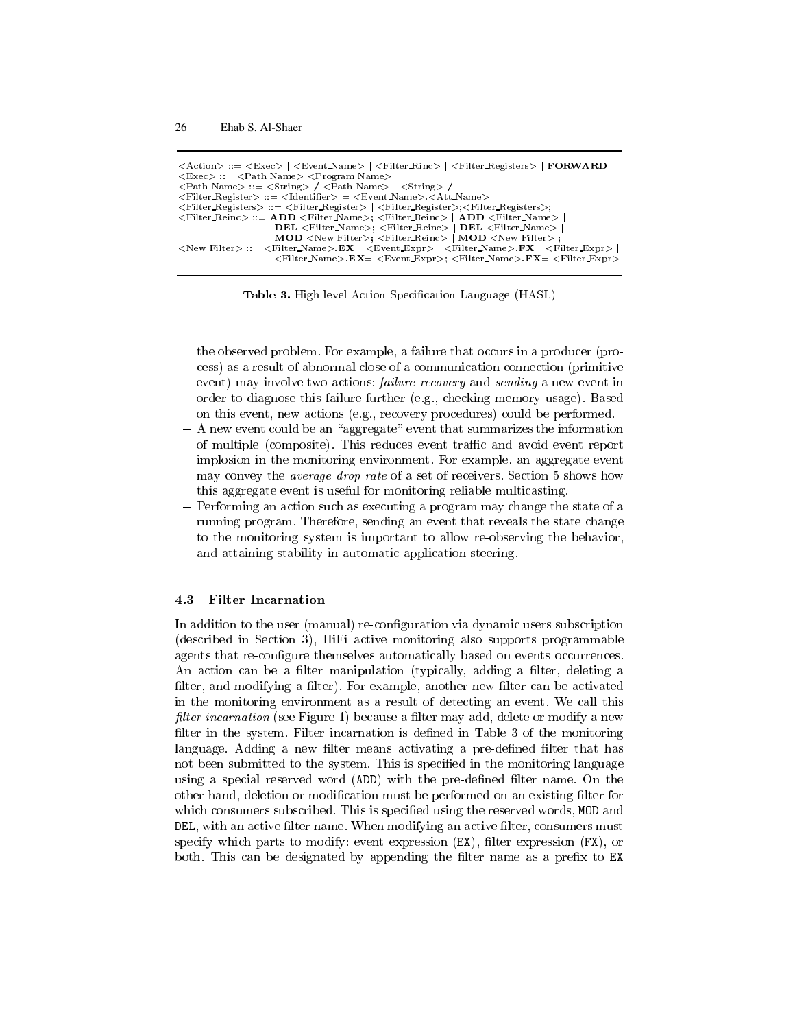```
<Action> ::= <Exec> | <Event_Name> | <Filter_Rinc> | <Filter_Registers> | FORWARD
<Exec> ::= <Path Name> <Program Name>
<Path Name> ::= <String> / <Path Name> | <String> /
<Filter_Register> ::= <Identifier> = <Event_Name>.<Att_Name>
<Filter_Registers> ::= <Filter_Register> | <Filter_Register>;<Filter_Registers>;
<Filter_Reinc> ::= ADD <Filter_Name>; <Filter_Reinc> | ADD <Filter_Name> |
                   DEL <Filter_Name>; <Filter_Reinc> | DEL <Filter_Name> |
                   MOD <New Filter>; <Filter_Reinc> | MOD <New Filter> ;
<New Filter> ::= <Filter_Name>.EX= <Event_Expr> | <Filter_Name>.FX= <Filter_Expr> |
                 <Filter_Name>.EX= <Event_Expr>; <Filter_Name>.FX= <Filter_Expr>
```

**Table 3.** High-level Action Specification Language (HASL)

the observed problem. For example, a failure that occurs in a producer (process) as a result of abnormal close of a communication connection (primitive event) may involve two actions: *failure recovery* and *sending* a new event in order to diagnose this failure further (e.g., checking memory usage). Based on this event, new actions (e.g., recovery procedures) could be performed.

- A new event could be an "aggregate" event that summarizes the information of multiple (composite). This reduces event traffic and avoid event report implosion in the monitoring environment. For example, an aggregate event may convey the *average drop rate* of a set of receivers. Section 5 shows how this aggregate event is useful for monitoring reliable multicasting.
- Performing an action such as executing a program may change the state of a running program. Therefore, sending an event that reveals the state change to the monitoring system is important to allow re-observing the behavior, and attaining stability in automatic application steering.

### 4.3 Filter Incarnation

In addition to the user (manual) re-configuration via dynamic users subscription (described in Section 3), HiFi active monitoring also supports programmable agents that re-configure themselves automatically based on events occurrences. An action can be a filter manipulation (typically, adding a filter, deleting a filter, and modifying a filter). For example, another new filter can be activated in the monitoring environment as a result of detecting an event. We call this *filter incarnation* (see Figure 1) because a filter may add, delete or modify a new filter in the system. Filter incarnation is defined in Table 3 of the monitoring language. Adding a new filter means activating a pre-defined filter that has not been submitted to the system. This is specified in the monitoring language using a special reserved word (`ADD`) with the pre-defined filter name. On the other hand, deletion or modification must be performed on an existing filter for which consumers subscribed. This is specified using the reserved words, `MOD` and `DEL`, with an active filter name. When modifying an active filter, consumers must specify which parts to modify: event expression (`EX`), filter expression (`FX`), or both. This can be designated by appending the filter name as a prefix to `EX`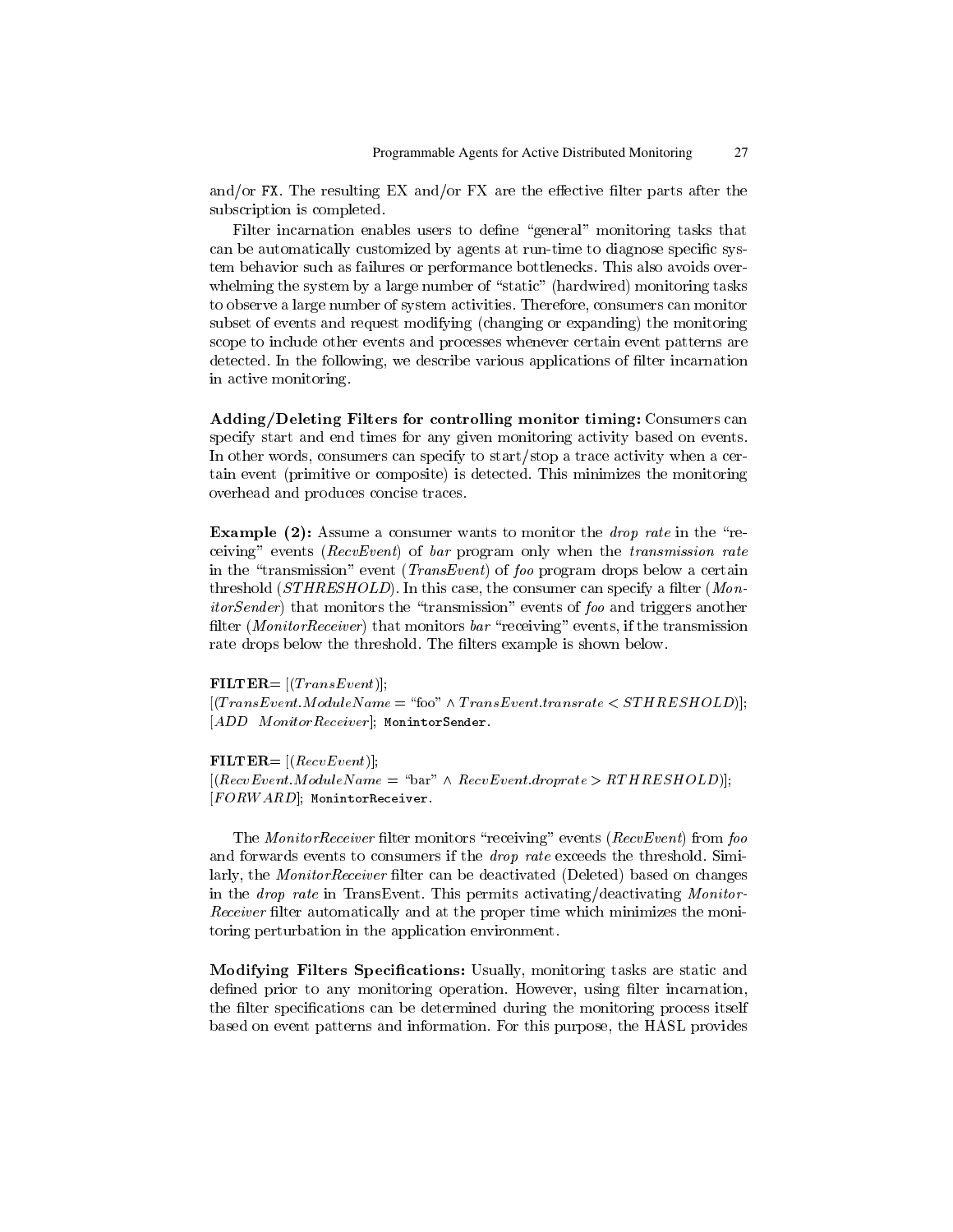and/or `FX`. The resulting EX and/or FX are the effective filter parts after the subscription is completed.

Filter incarnation enables users to define "general" monitoring tasks that can be automatically customized by agents at run-time to diagnose specific system behavior such as failures or performance bottlenecks. This also avoids overwhelming the system by a large number of "static" (hardwired) monitoring tasks to observe a large number of system activities. Therefore, consumers can monitor subset of events and request modifying (changing or expanding) the monitoring scope to include other events and processes whenever certain event patterns are detected. In the following, we describe various applications of filter incarnation in active monitoring.

**Adding/Deleting Filters for controlling monitor timing:** Consumers can specify start and end times for any given monitoring activity based on events. In other words, consumers can specify to start/stop a trace activity when a certain event (primitive or composite) is detected. This minimizes the monitoring overhead and produces concise traces.

**Example (2):** Assume a consumer wants to monitor the *drop rate* in the "receiving" events (*RecvEvent*) of *bar* program only when the *transmission rate* in the "transmission" event (*TransEvent*) of *foo* program drops below a certain threshold (*STHRESHOLD*). In this case, the consumer can specify a filter (*MonitorSender*) that monitors the "transmission" events of *foo* and triggers another filter (*MonitorReceiver*) that monitors *bar* "receiving" events, if the transmission rate drops below the threshold. The filters example is shown below.

**FILTER**= [(*TransEvent*)];
[($TransEvent.ModuleName$ = "foo" $\wedge$ $TransEvent.transrate < STHRESHOLD$)];
[$ADD$ $MonitorReceiver$]; `MonintorSender`.

**FILTER**= [(*RecvEvent*)];
[($RecvEvent.ModuleName$ = "bar" $\wedge$ $RecvEvent.droprate > RTHRESHOLD$)];
[$FORWARD$]; `MonintorReceiver`.

The *MonitorReceiver* filter monitors "receiving" events (*RecvEvent*) from *foo* and forwards events to consumers if the *drop rate* exceeds the threshold. Similarly, the *MonitorReceiver* filter can be deactivated (Deleted) based on changes in the *drop rate* in TransEvent. This permits activating/deactivating *MonitorReceiver* filter automatically and at the proper time which minimizes the monitoring perturbation in the application environment.

**Modifying Filters Specifications:** Usually, monitoring tasks are static and defined prior to any monitoring operation. However, using filter incarnation, the filter specifications can be determined during the monitoring process itself based on event patterns and information. For this purpose, the HASL provides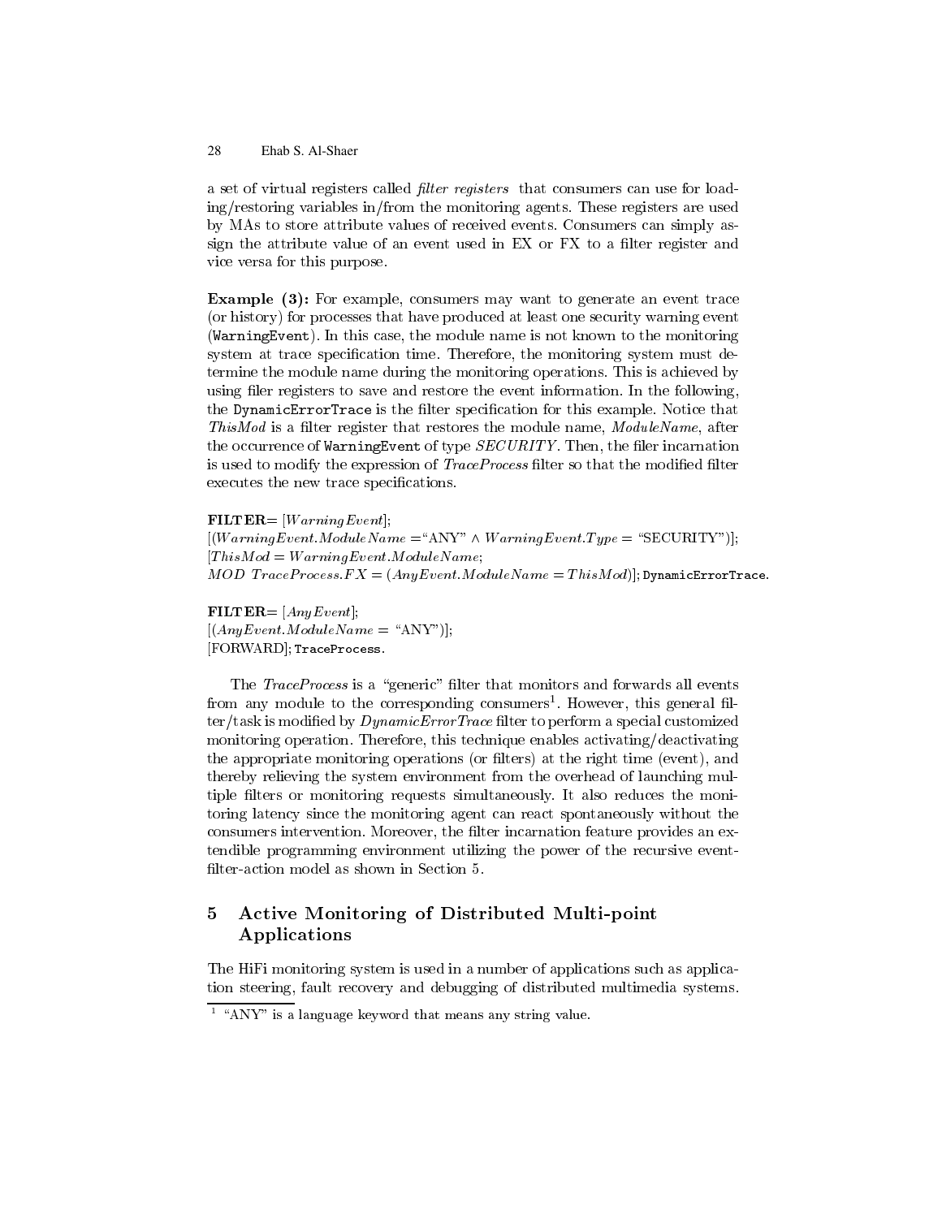a set of virtual registers called *filter registers* that consumers can use for loading/restoring variables in/from the monitoring agents. These registers are used by MAs to store attribute values of received events. Consumers can simply assign the attribute value of an event used in EX or FX to a filter register and vice versa for this purpose.

**Example (3):** For example, consumers may want to generate an event trace (or history) for processes that have produced at least one security warning event (`WarningEvent`). In this case, the module name is not known to the monitoring system at trace specification time. Therefore, the monitoring system must determine the module name during the monitoring operations. This is achieved by using filer registers to save and restore the event information. In the following, the `DynamicErrorTrace` is the filter specification for this example. Notice that *ThisMod* is a filter register that restores the module name, *ModuleName*, after the occurrence of `WarningEvent` of type *SECURITY*. Then, the filer incarnation is used to modify the expression of *TraceProcess* filter so that the modified filter executes the new trace specifications.

**FILTER**= [$WarningEvent$];
[($WarningEvent.ModuleName =$"ANY" $\wedge$ $WarningEvent.Type =$ "SECURITY")];
[$ThisMod = WarningEvent.ModuleName$;
$MOD\ TraceProcess.FX = (AnyEvent.ModuleName = ThisMod)$]; `DynamicErrorTrace`.

**FILTER**= [$AnyEvent$];
[($AnyEvent.ModuleName =$ "ANY")];
[FORWARD]; `TraceProcess`.

The *TraceProcess* is a "generic" filter that monitors and forwards all events from any module to the corresponding consumers[1]. However, this general filter/task is modified by *DynamicErrorTrace* filter to perform a special customized monitoring operation. Therefore, this technique enables activating/deactivating the appropriate monitoring operations (or filters) at the right time (event), and thereby relieving the system environment from the overhead of launching multiple filters or monitoring requests simultaneously. It also reduces the monitoring latency since the monitoring agent can react spontaneously without the consumers intervention. Moreover, the filter incarnation feature provides an extendible programming environment utilizing the power of the recursive event-filter-action model as shown in Section 5.

## 5 Active Monitoring of Distributed Multi-point Applications

The HiFi monitoring system is used in a number of applications such as application steering, fault recovery and debugging of distributed multimedia systems.

[1] "ANY" is a language keyword that means any string value.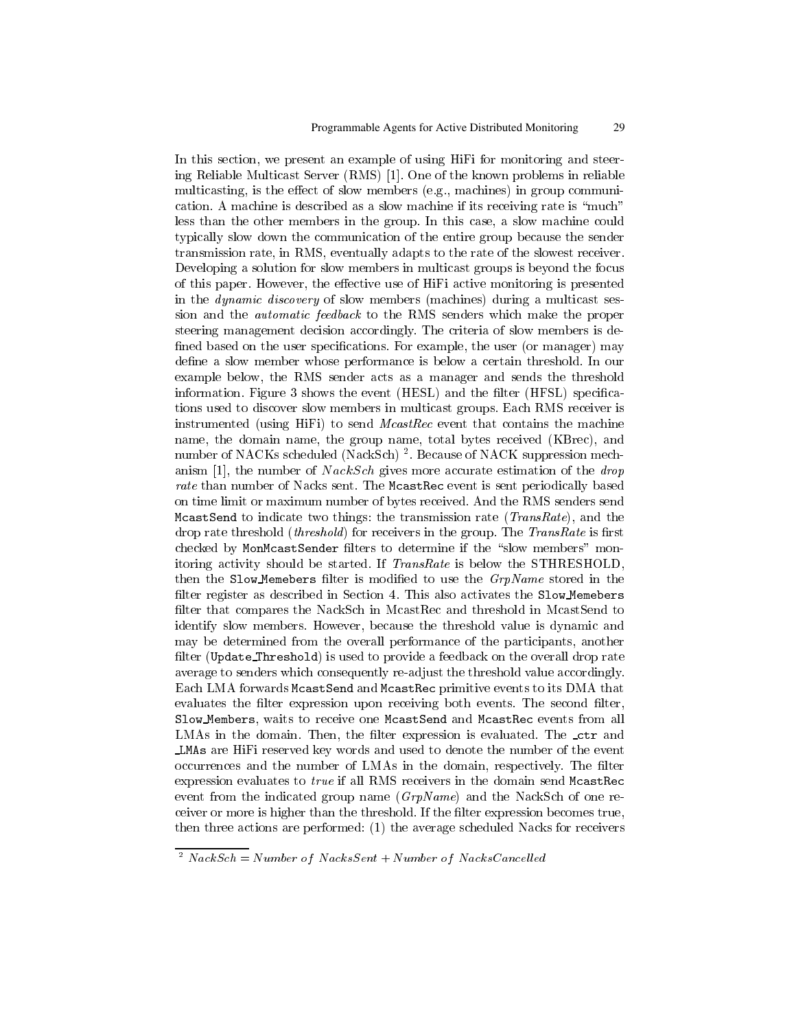In this section, we present an example of using HiFi for monitoring and steering Reliable Multicast Server (RMS) [1]. One of the known problems in reliable multicasting, is the effect of slow members (e.g., machines) in group communication. A machine is described as a slow machine if its receiving rate is "much" less than the other members in the group. In this case, a slow machine could typically slow down the communication of the entire group because the sender transmission rate, in RMS, eventually adapts to the rate of the slowest receiver. Developing a solution for slow members in multicast groups is beyond the focus of this paper. However, the effective use of HiFi active monitoring is presented in the *dynamic discovery* of slow members (machines) during a multicast session and the *automatic feedback* to the RMS senders which make the proper steering management decision accordingly. The criteria of slow members is defined based on the user specifications. For example, the user (or manager) may define a slow member whose performance is below a certain threshold. In our example below, the RMS sender acts as a manager and sends the threshold information. Figure 3 shows the event (HESL) and the filter (HFSL) specifications used to discover slow members in multicast groups. Each RMS receiver is instrumented (using HiFi) to send *McastRec* event that contains the machine name, the domain name, the group name, total bytes received (KBrec), and number of NACKs scheduled (NackSch) [2]. Because of NACK suppression mechanism [1], the number of $NackSch$ gives more accurate estimation of the *drop rate* than number of Nacks sent. The `McastRec` event is sent periodically based on time limit or maximum number of bytes received. And the RMS senders send `McastSend` to indicate two things: the transmission rate (*TransRate*), and the drop rate threshold (*threshold*) for receivers in the group. The *TransRate* is first checked by `MonMcastSender` filters to determine if the "slow members" monitoring activity should be started. If *TransRate* is below the STHRESHOLD, then the `Slow_Memebers` filter is modified to use the *GrpName* stored in the filter register as described in Section 4. This also activates the `Slow_Memebers` filter that compares the NackSch in McastRec and threshold in McastSend to identify slow members. However, because the threshold value is dynamic and may be determined from the overall performance of the participants, another filter (`Update_Threshold`) is used to provide a feedback on the overall drop rate average to senders which consequently re-adjust the threshold value accordingly. Each LMA forwards `McastSend` and `McastRec` primitive events to its DMA that evaluates the filter expression upon receiving both events. The second filter, `Slow_Members`, waits to receive one `McastSend` and `McastRec` events from all LMAs in the domain. Then, the filter expression is evaluated. The `_ctr` and `_LMAs` are HiFi reserved key words and used to denote the number of the event occurrences and the number of LMAs in the domain, respectively. The filter expression evaluates to *true* if all RMS receivers in the domain send `McastRec` event from the indicated group name (*GrpName*) and the NackSch of one receiver or more is higher than the threshold. If the filter expression becomes true, then three actions are performed: (1) the average scheduled Nacks for receivers

---

[2] $NackSch = Number\ of\ NacksSent + Number\ of\ NacksCancelled$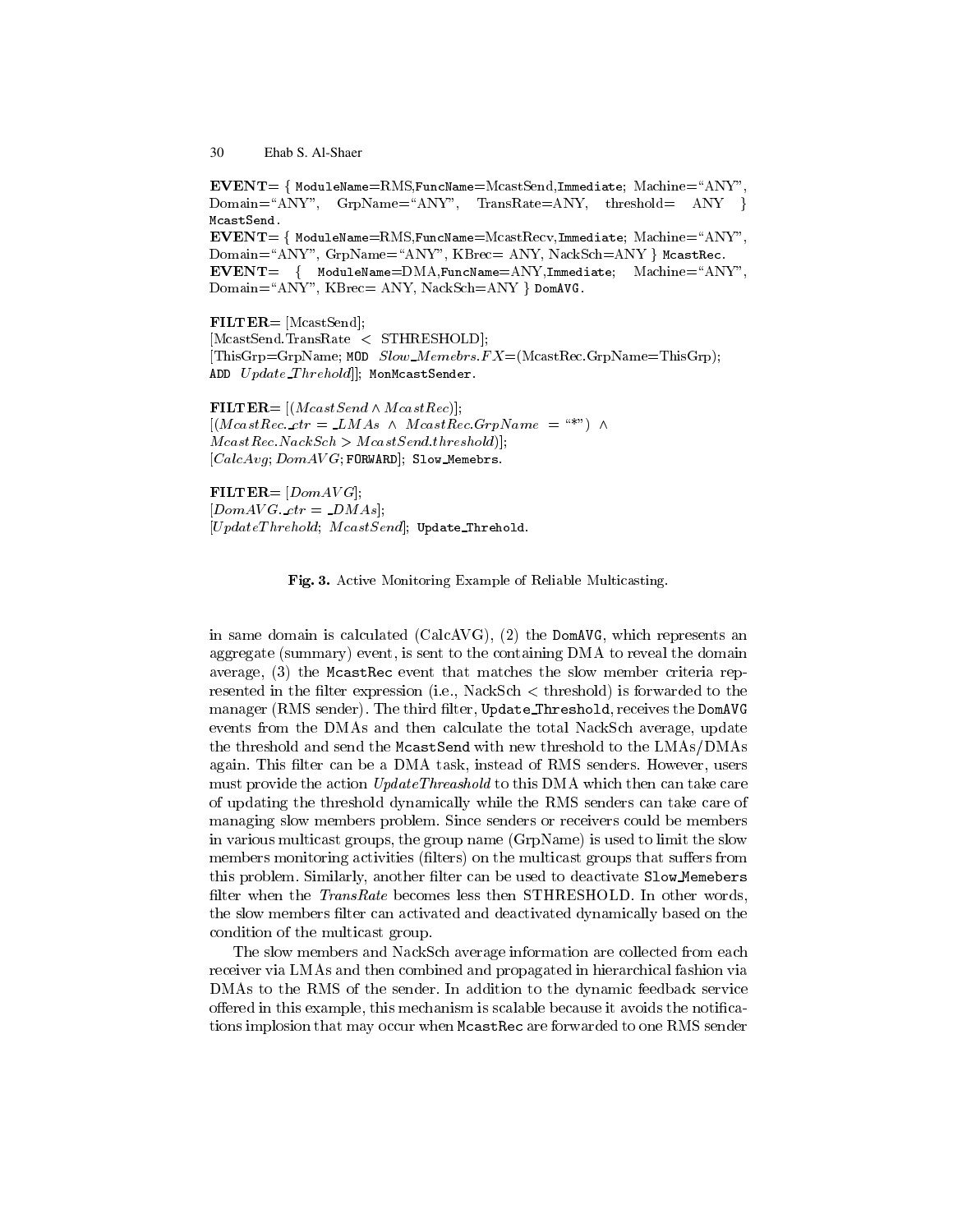**EVENT**= { `ModuleName`=RMS,`FuncName`=McastSend,`Immediate`; Machine="ANY", Domain="ANY", GrpName="ANY", TransRate=ANY, threshold= ANY } `McastSend`.
**EVENT**= { `ModuleName`=RMS,`FuncName`=McastRecv,`Immediate`; Machine="ANY", Domain="ANY", GrpName="ANY", KBrec= ANY, NackSch=ANY } `McastRec`.
**EVENT**= { `ModuleName`=DMA,`FuncName`=ANY,`Immediate`; Machine="ANY", Domain="ANY", KBrec= ANY, NackSch=ANY } `DomAVG`.

**FILTER**= [McastSend];
[McastSend.TransRate < STHRESHOLD];
[ThisGrp=GrpName; `MOD` *Slow_Memebrs.FX*=(McastRec.GrpName=ThisGrp);
`ADD` *Update_Threhold*]; `MonMcastSender`.

**FILTER**= [$(McastSend \wedge McastRec)$];
[$(McastRec.\_ctr = \_LMAs \ \wedge \ McastRec.GrpName \ = $ "*"$) \ \wedge$
$McastRec.NackSch > McastSend.threshold)$];
[$CalcAvg$; $DomAVG$; `FORWARD`]; `Slow_Memebrs`.

**FILTER**= [$DomAVG$];
[$DomAVG.\_ctr = \_DMAs$];
[$UpdateThrehold$; $McastSend$]; `Update_Threhold`.

**Fig. 3.** Active Monitoring Example of Reliable Multicasting.

in same domain is calculated (CalcAVG), (2) the `DomAVG`, which represents an aggregate (summary) event, is sent to the containing DMA to reveal the domain average, (3) the `McastRec` event that matches the slow member criteria represented in the filter expression (i.e., NackSch < threshold) is forwarded to the manager (RMS sender). The third filter, `Update_Threshold`, receives the `DomAVG` events from the DMAs and then calculate the total NackSch average, update the threshold and send the `McastSend` with new threshold to the LMAs/DMAs again. This filter can be a DMA task, instead of RMS senders. However, users must provide the action *UpdateThreashold* to this DMA which then can take care of updating the threshold dynamically while the RMS senders can take care of managing slow members problem. Since senders or receivers could be members in various multicast groups, the group name (GrpName) is used to limit the slow members monitoring activities (filters) on the multicast groups that suffers from this problem. Similarly, another filter can be used to deactivate `Slow_Memebers` filter when the *TransRate* becomes less then STHRESHOLD. In other words, the slow members filter can activated and deactivated dynamically based on the condition of the multicast group.

The slow members and NackSch average information are collected from each receiver via LMAs and then combined and propagated in hierarchical fashion via DMAs to the RMS of the sender. In addition to the dynamic feedback service offered in this example, this mechanism is scalable because it avoids the notifications implosion that may occur when `McastRec` are forwarded to one RMS sender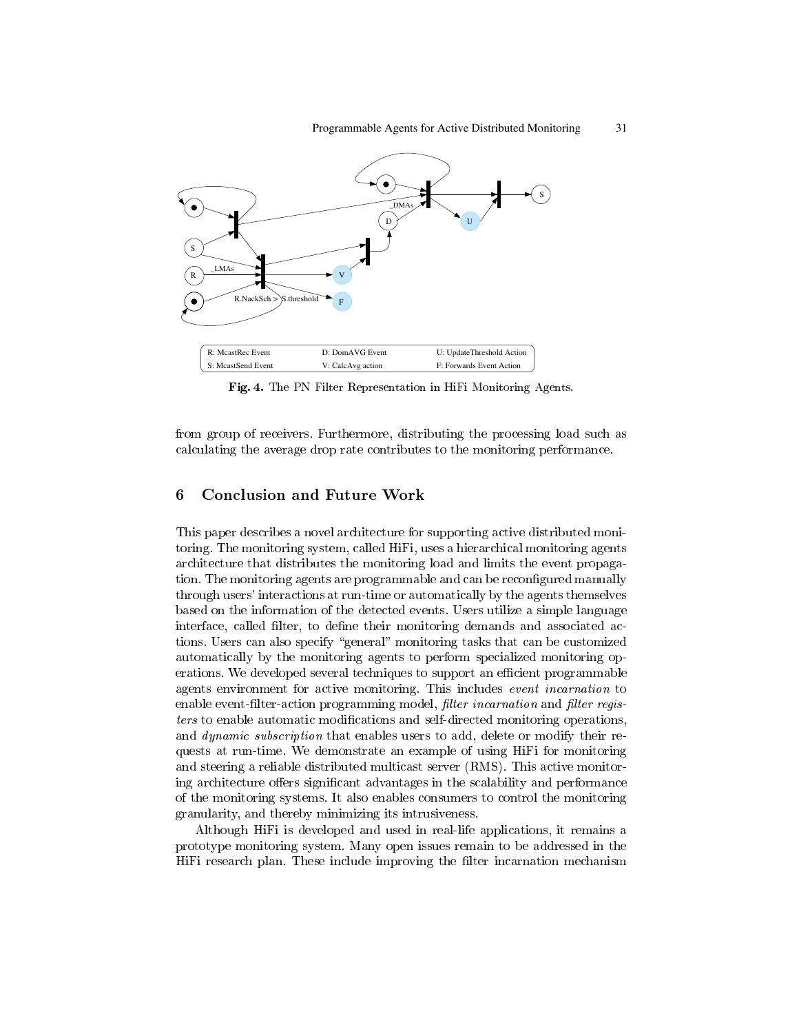R: McastRec Event
S: McastSend Event
D: DomAVG Event
V: CalcAvg action
U: UpdateThreshold Action
F: Forwards Event Action

_LMAs
_DMAs
R.NackSch > S.threshold

**Fig. 4.** The PN Filter Representation in HiFi Monitoring Agents.

from group of receivers. Furthermore, distributing the processing load such as calculating the average drop rate contributes to the monitoring performance.

## 6 Conclusion and Future Work

This paper describes a novel architecture for supporting active distributed monitoring. The monitoring system, called HiFi, uses a hierarchical monitoring agents architecture that distributes the monitoring load and limits the event propagation. The monitoring agents are programmable and can be reconfigured manually through users' interactions at run-time or automatically by the agents themselves based on the information of the detected events. Users utilize a simple language interface, called filter, to define their monitoring demands and associated actions. Users can also specify "general" monitoring tasks that can be customized automatically by the monitoring agents to perform specialized monitoring operations. We developed several techniques to support an efficient programmable agents environment for active monitoring. This includes *event incarnation* to enable event-filter-action programming model, *filter incarnation* and *filter registers* to enable automatic modifications and self-directed monitoring operations, and *dynamic subscription* that enables users to add, delete or modify their requests at run-time. We demonstrate an example of using HiFi for monitoring and steering a reliable distributed multicast server (RMS). This active monitoring architecture offers significant advantages in the scalability and performance of the monitoring systems. It also enables consumers to control the monitoring granularity, and thereby minimizing its intrusiveness.

Although HiFi is developed and used in real-life applications, it remains a prototype monitoring system. Many open issues remain to be addressed in the HiFi research plan. These include improving the filter incarnation mechanism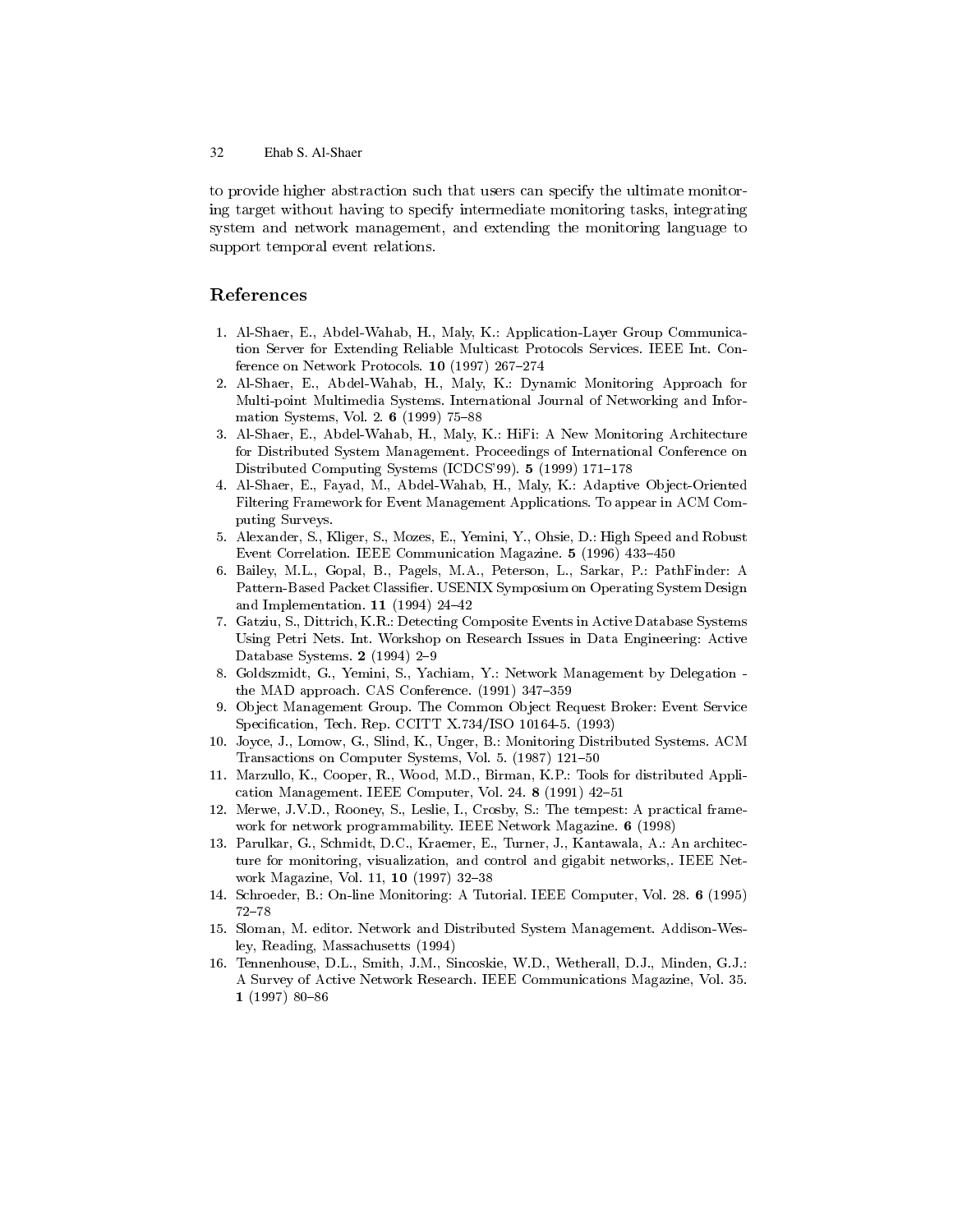to provide higher abstraction such that users can specify the ultimate monitoring target without having to specify intermediate monitoring tasks, integrating system and network management, and extending the monitoring language to support temporal event relations.

## References

1. Al-Shaer, E., Abdel-Wahab, H., Maly, K.: Application-Layer Group Communication Server for Extending Reliable Multicast Protocols Services. IEEE Int. Conference on Network Protocols. **10** (1997) 267–274
2. Al-Shaer, E., Abdel-Wahab, H., Maly, K.: Dynamic Monitoring Approach for Multi-point Multimedia Systems. International Journal of Networking and Information Systems, Vol. 2. **6** (1999) 75–88
3. Al-Shaer, E., Abdel-Wahab, H., Maly, K.: HiFi: A New Monitoring Architecture for Distributed System Management. Proceedings of International Conference on Distributed Computing Systems (ICDCS'99). **5** (1999) 171–178
4. Al-Shaer, E., Fayad, M., Abdel-Wahab, H., Maly, K.: Adaptive Object-Oriented Filtering Framework for Event Management Applications. To appear in ACM Computing Surveys.
5. Alexander, S., Kliger, S., Mozes, E., Yemini, Y., Ohsie, D.: High Speed and Robust Event Correlation. IEEE Communication Magazine. **5** (1996) 433–450
6. Bailey, M.L., Gopal, B., Pagels, M.A., Peterson, L., Sarkar, P.: PathFinder: A Pattern-Based Packet Classifier. USENIX Symposium on Operating System Design and Implementation. **11** (1994) 24–42
7. Gatziu, S., Dittrich, K.R.: Detecting Composite Events in Active Database Systems Using Petri Nets. Int. Workshop on Research Issues in Data Engineering: Active Database Systems. **2** (1994) 2–9
8. Goldszmidt, G., Yemini, S., Yachiam, Y.: Network Management by Delegation - the MAD approach. CAS Conference. (1991) 347–359
9. Object Management Group. The Common Object Request Broker: Event Service Specification, Tech. Rep. CCITT X.734/ISO 10164-5. (1993)
10. Joyce, J., Lomow, G., Slind, K., Unger, B.: Monitoring Distributed Systems. ACM Transactions on Computer Systems, Vol. 5. (1987) 121–50
11. Marzullo, K., Cooper, R., Wood, M.D., Birman, K.P.: Tools for distributed Application Management. IEEE Computer, Vol. 24. **8** (1991) 42–51
12. Merwe, J.V.D., Rooney, S., Leslie, I., Crosby, S.: The tempest: A practical framework for network programmability. IEEE Network Magazine. **6** (1998)
13. Parulkar, G., Schmidt, D.C., Kraemer, E., Turner, J., Kantawala, A.: An architecture for monitoring, visualization, and control and gigabit networks,. IEEE Network Magazine, Vol. 11, **10** (1997) 32–38
14. Schroeder, B.: On-line Monitoring: A Tutorial. IEEE Computer, Vol. 28. **6** (1995) 72–78
15. Sloman, M. editor. Network and Distributed System Management. Addison-Wesley, Reading, Massachusetts (1994)
16. Tennenhouse, D.L., Smith, J.M., Sincoskie, W.D., Wetherall, D.J., Minden, G.J.: A Survey of Active Network Research. IEEE Communications Magazine, Vol. 35. **1** (1997) 80–86